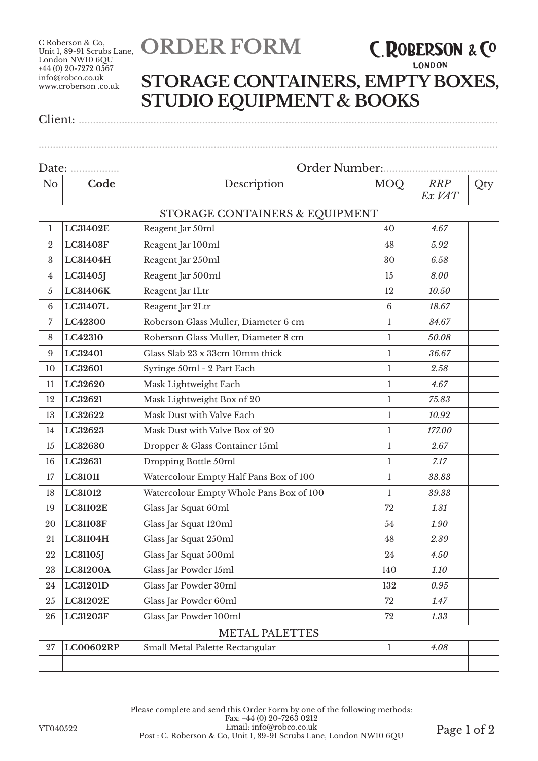C Roberson & Co,
Unit 1, 89-91 Scrubs Lane,
London NW10 6QU
+44 (0) 20-7272 0567
info@robco.co.uk
www.croberson .co.uk

# ORDER FORM

C. ROBERSON & Co
LONDON

## STORAGE CONTAINERS, EMPTY BOXES, STUDIO EQUIPMENT & BOOKS

Client: ..........................................................................................................

..........................................................................................................................

Date: ................ Order Number:......................................

| No | Code | Description | MOQ | *RRP Ex VAT* | Qty |
|---|---|---|---|---|---|
| | | STORAGE CONTAINERS & EQUIPMENT | | | |
| 1 | **LC31402E** | Reagent Jar 50ml | 40 | *4.67* | |
| 2 | **LC31403F** | Reagent Jar 100ml | 48 | *5.92* | |
| 3 | **LC31404H** | Reagent Jar 250ml | 30 | *6.58* | |
| 4 | **LC31405J** | Reagent Jar 500ml | 15 | *8.00* | |
| 5 | **LC31406K** | Reagent Jar 1Ltr | 12 | *10.50* | |
| 6 | **LC31407L** | Reagent Jar 2Ltr | 6 | *18.67* | |
| 7 | **LC42300** | Roberson Glass Muller, Diameter 6 cm | 1 | *34.67* | |
| 8 | **LC42310** | Roberson Glass Muller, Diameter 8 cm | 1 | *50.08* | |
| 9 | **LC32401** | Glass Slab 23 x 33cm 10mm thick | 1 | *36.67* | |
| 10 | **LC32601** | Syringe 50ml - 2 Part Each | 1 | *2.58* | |
| 11 | **LC32620** | Mask Lightweight Each | 1 | *4.67* | |
| 12 | **LC32621** | Mask Lightweight Box of 20 | 1 | *75.83* | |
| 13 | **LC32622** | Mask Dust with Valve Each | 1 | *10.92* | |
| 14 | **LC32623** | Mask Dust with Valve Box of 20 | 1 | *177.00* | |
| 15 | **LC32630** | Dropper & Glass Container 15ml | 1 | *2.67* | |
| 16 | **LC32631** | Dropping Bottle 50ml | 1 | *7.17* | |
| 17 | **LC31011** | Watercolour Empty Half Pans Box of 100 | 1 | *33.83* | |
| 18 | **LC31012** | Watercolour Empty Whole Pans Box of 100 | 1 | *39.33* | |
| 19 | **LC31102E** | Glass Jar Squat 60ml | 72 | *1.31* | |
| 20 | **LC31103F** | Glass Jar Squat 120ml | 54 | *1.90* | |
| 21 | **LC31104H** | Glass Jar Squat 250ml | 48 | *2.39* | |
| 22 | **LC31105J** | Glass Jar Squat 500ml | 24 | *4.50* | |
| 23 | **LC31200A** | Glass Jar Powder 15ml | 140 | *1.10* | |
| 24 | **LC31201D** | Glass Jar Powder 30ml | 132 | *0.95* | |
| 25 | **LC31202E** | Glass Jar Powder 60ml | 72 | *1.47* | |
| 26 | **LC31203F** | Glass Jar Powder 100ml | 72 | *1.33* | |
| | | METAL PALETTES | | | |
| 27 | **LC00602RP** | Small Metal Palette Rectangular | 1 | *4.08* | |
| | | | | | |

Please complete and send this Order Form by one of the following methods:
Fax: +44 (0) 20-7263 0212
Email: info@robco.co.uk
Post : C. Roberson & Co, Unit 1, 89-91 Scrubs Lane, London NW10 6QU

YT040522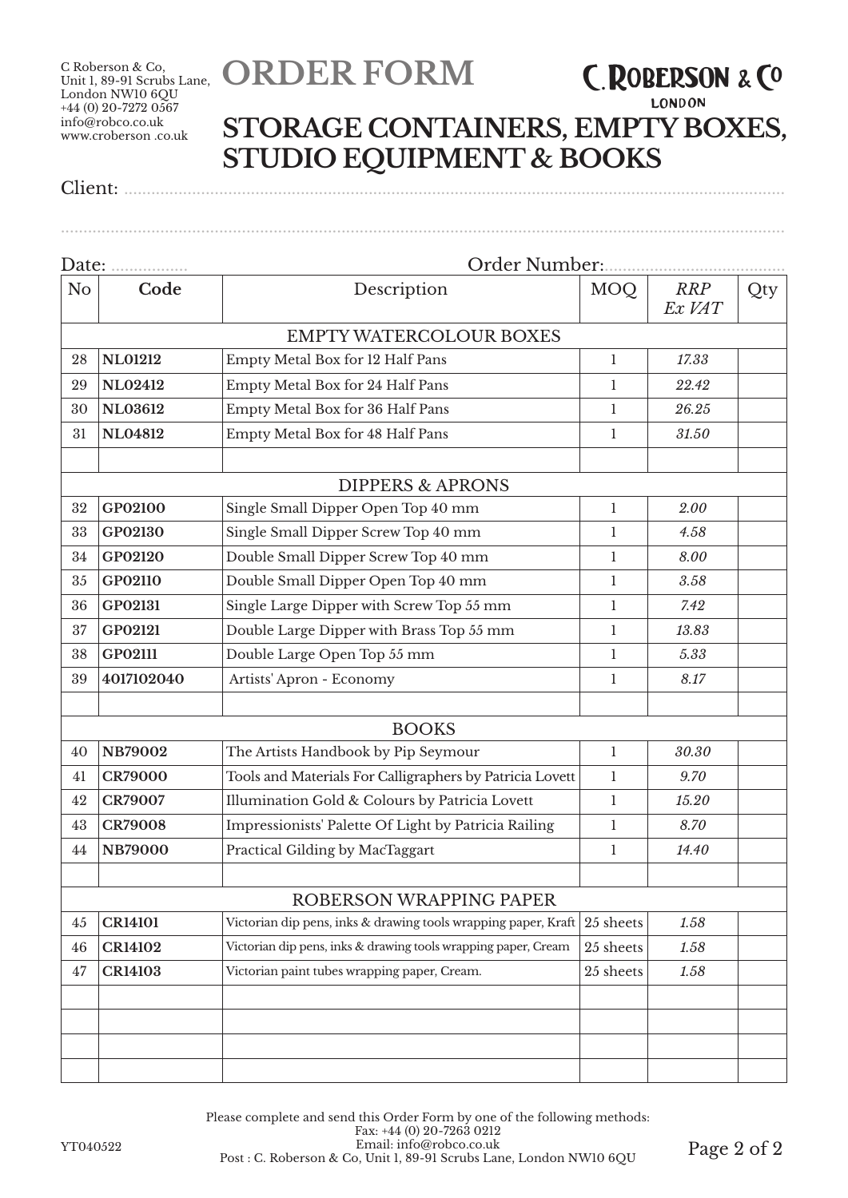C Roberson & Co,
Unit 1, 89-91 Scrubs Lane,
London NW10 6QU
+44 (0) 20-7272 0567
info@robco.co.uk
www.croberson .co.uk

# ORDER FORM

C. ROBERSON & Co
LONDON

## STORAGE CONTAINERS, EMPTY BOXES, STUDIO EQUIPMENT & BOOKS

Client: ..................................................................................................

..................................................................................................

Date: ................. Order Number: .......................................

| No | Code | Description | MOQ | *RRP Ex VAT* | Qty |
|---|---|---|---|---|---|
| | | EMPTY WATERCOLOUR BOXES | | | |
| 28 | **NL01212** | Empty Metal Box for 12 Half Pans | 1 | *17.33* | |
| 29 | **NL02412** | Empty Metal Box for 24 Half Pans | 1 | *22.42* | |
| 30 | **NL03612** | Empty Metal Box for 36 Half Pans | 1 | *26.25* | |
| 31 | **NL04812** | Empty Metal Box for 48 Half Pans | 1 | *31.50* | |
| | | | | | |
| | | DIPPERS & APRONS | | | |
| 32 | **GP02100** | Single Small Dipper Open Top 40 mm | 1 | *2.00* | |
| 33 | **GP02130** | Single Small Dipper Screw Top 40 mm | 1 | *4.58* | |
| 34 | **GP02120** | Double Small Dipper Screw Top 40 mm | 1 | *8.00* | |
| 35 | **GP02110** | Double Small Dipper Open Top 40 mm | 1 | *3.58* | |
| 36 | **GP02131** | Single Large Dipper with Screw Top 55 mm | 1 | *7.42* | |
| 37 | **GP02121** | Double Large Dipper with Brass Top 55 mm | 1 | *13.83* | |
| 38 | **GP02111** | Double Large Open Top 55 mm | 1 | *5.33* | |
| 39 | **4017102040** | Artists' Apron - Economy | 1 | *8.17* | |
| | | | | | |
| | | BOOKS | | | |
| 40 | **NB79002** | The Artists Handbook by Pip Seymour | 1 | *30.30* | |
| 41 | **CR79000** | Tools and Materials For Calligraphers by Patricia Lovett | 1 | *9.70* | |
| 42 | **CR79007** | Illumination Gold & Colours by Patricia Lovett | 1 | *15.20* | |
| 43 | **CR79008** | Impressionists' Palette Of Light by Patricia Railing | 1 | *8.70* | |
| 44 | **NB79000** | Practical Gilding by MacTaggart | 1 | *14.40* | |
| | | | | | |
| | | ROBERSON WRAPPING PAPER | | | |
| 45 | **CR14101** | Victorian dip pens, inks & drawing tools wrapping paper, Kraft | 25 sheets | *1.58* | |
| 46 | **CR14102** | Victorian dip pens, inks & drawing tools wrapping paper, Cream | 25 sheets | *1.58* | |
| 47 | **CR14103** | Victorian paint tubes wrapping paper, Cream. | 25 sheets | *1.58* | |
| | | | | | |
| | | | | | |
| | | | | | |
| | | | | | |

Please complete and send this Order Form by one of the following methods:
Fax: +44 (0) 20-7263 0212
Email: info@robco.co.uk
Post : C. Roberson & Co, Unit 1, 89-91 Scrubs Lane, London NW10 6QU

YT040522